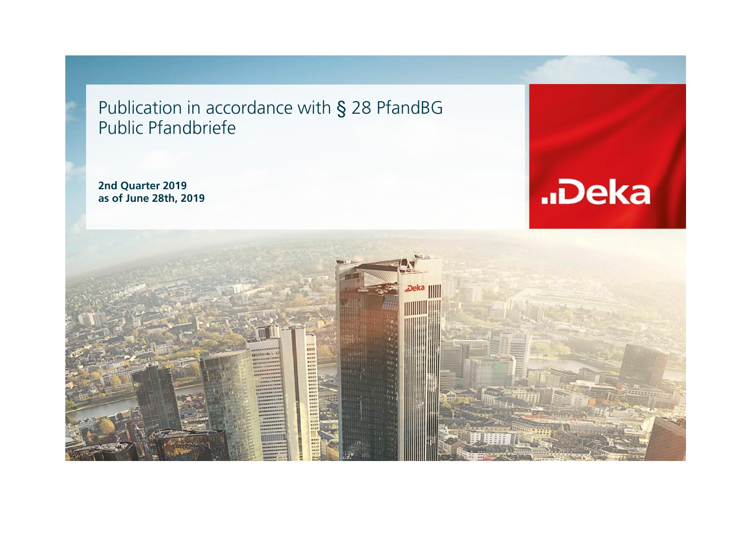# Publication in accordance with § 28 PfandBG
# Public Pfandbriefe

**2nd Quarter 2019**
**as of June 28th, 2019**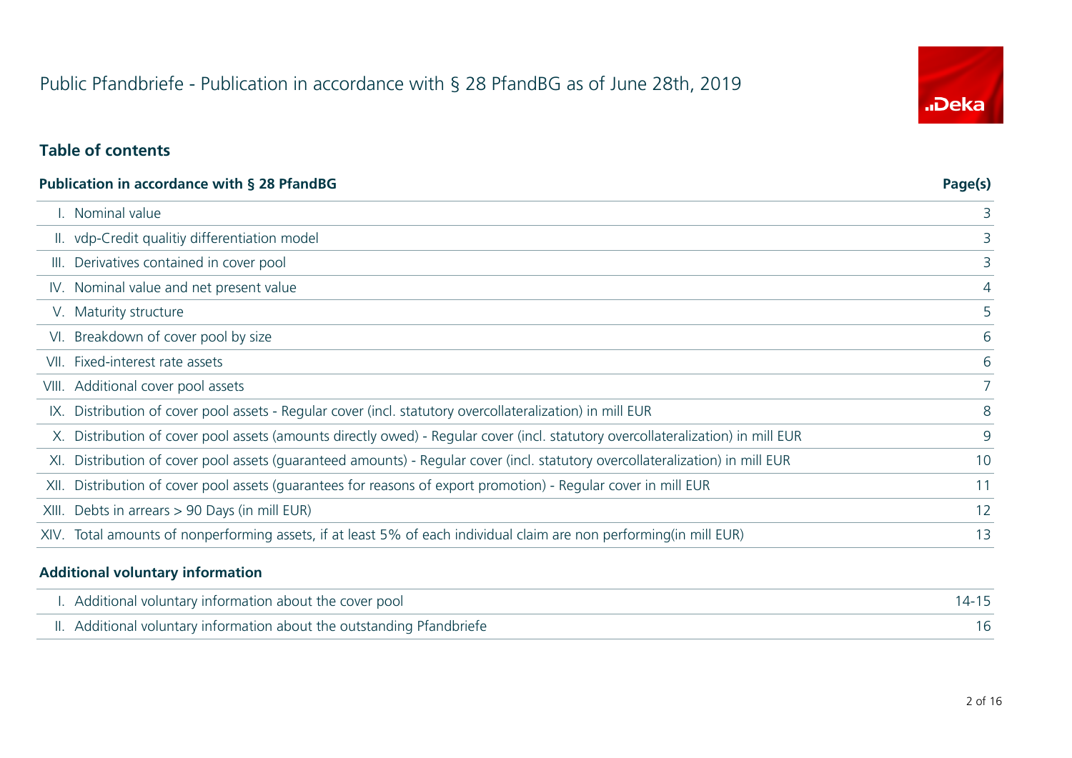# Public Pfandbriefe - Publication in accordance with § 28 PfandBG as of June 28th, 2019

## Table of contents

| Publication in accordance with § 28 PfandBG | Page(s) |
|---|---|
| I. Nominal value | 3 |
| II. vdp-Credit qualitiy differentiation model | 3 |
| III. Derivatives contained in cover pool | 3 |
| IV. Nominal value and net present value | 4 |
| V. Maturity structure | 5 |
| VI. Breakdown of cover pool by size | 6 |
| VII. Fixed-interest rate assets | 6 |
| VIII. Additional cover pool assets | 7 |
| IX. Distribution of cover pool assets - Regular cover (incl. statutory overcollateralization) in mill EUR | 8 |
| X. Distribution of cover pool assets (amounts directly owed) - Regular cover (incl. statutory overcollateralization) in mill EUR | 9 |
| XI. Distribution of cover pool assets (guaranteed amounts) - Regular cover (incl. statutory overcollateralization) in mill EUR | 10 |
| XII. Distribution of cover pool assets (guarantees for reasons of export promotion) - Regular cover in mill EUR | 11 |
| XIII. Debts in arrears > 90 Days (in mill EUR) | 12 |
| XIV. Total amounts of nonperforming assets, if at least 5% of each individual claim are non performing(in mill EUR) | 13 |

| Additional voluntary information | |
|---|---|
| I. Additional voluntary information about the cover pool | 14-15 |
| II. Additional voluntary information about the outstanding Pfandbriefe | 16 |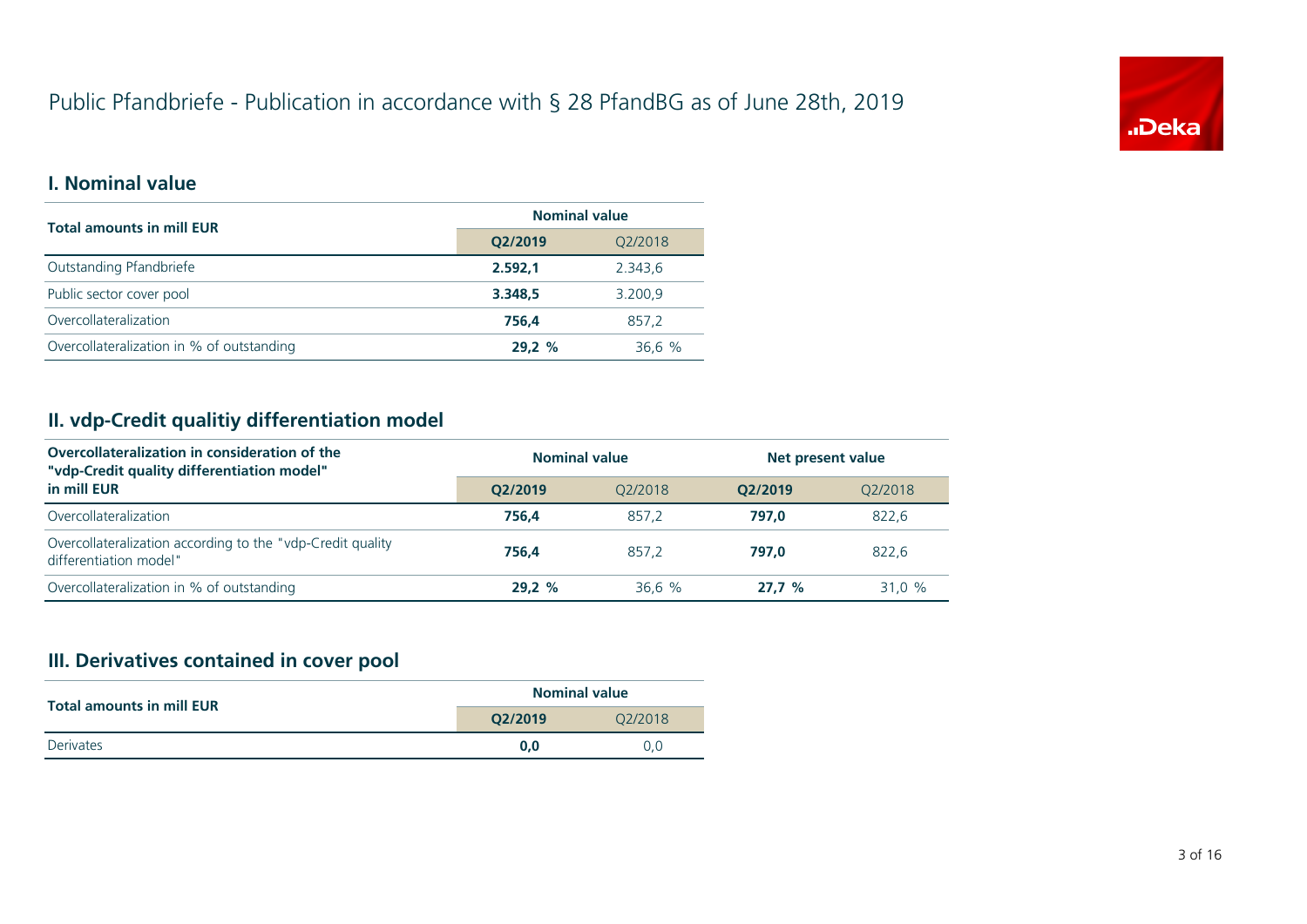# Public Pfandbriefe - Publication in accordance with § 28 PfandBG as of June 28th, 2019

## I. Nominal value

| Total amounts in mill EUR | Nominal value | |
|---|---|---|
| | **Q2/2019** | Q2/2018 |
| Outstanding Pfandbriefe | **2.592,1** | 2.343,6 |
| Public sector cover pool | **3.348,5** | 3.200,9 |
| Overcollateralization | **756,4** | 857,2 |
| Overcollateralization in % of outstanding | **29,2 %** | 36,6 % |

## II. vdp-Credit qualitiy differentiation model

| Overcollateralization in consideration of the "vdp-Credit quality differentiation model" in mill EUR | Nominal value | | Net present value | |
|---|---|---|---|---|
| | **Q2/2019** | Q2/2018 | **Q2/2019** | Q2/2018 |
| Overcollateralization | **756,4** | 857,2 | **797,0** | 822,6 |
| Overcollateralization according to the "vdp-Credit quality differentiation model" | **756,4** | 857,2 | **797,0** | 822,6 |
| Overcollateralization in % of outstanding | **29,2 %** | 36,6 % | **27,7 %** | 31,0 % |

## III. Derivatives contained in cover pool

| Total amounts in mill EUR | Nominal value | |
|---|---|---|
| | **Q2/2019** | Q2/2018 |
| Derivates | **0,0** | 0,0 |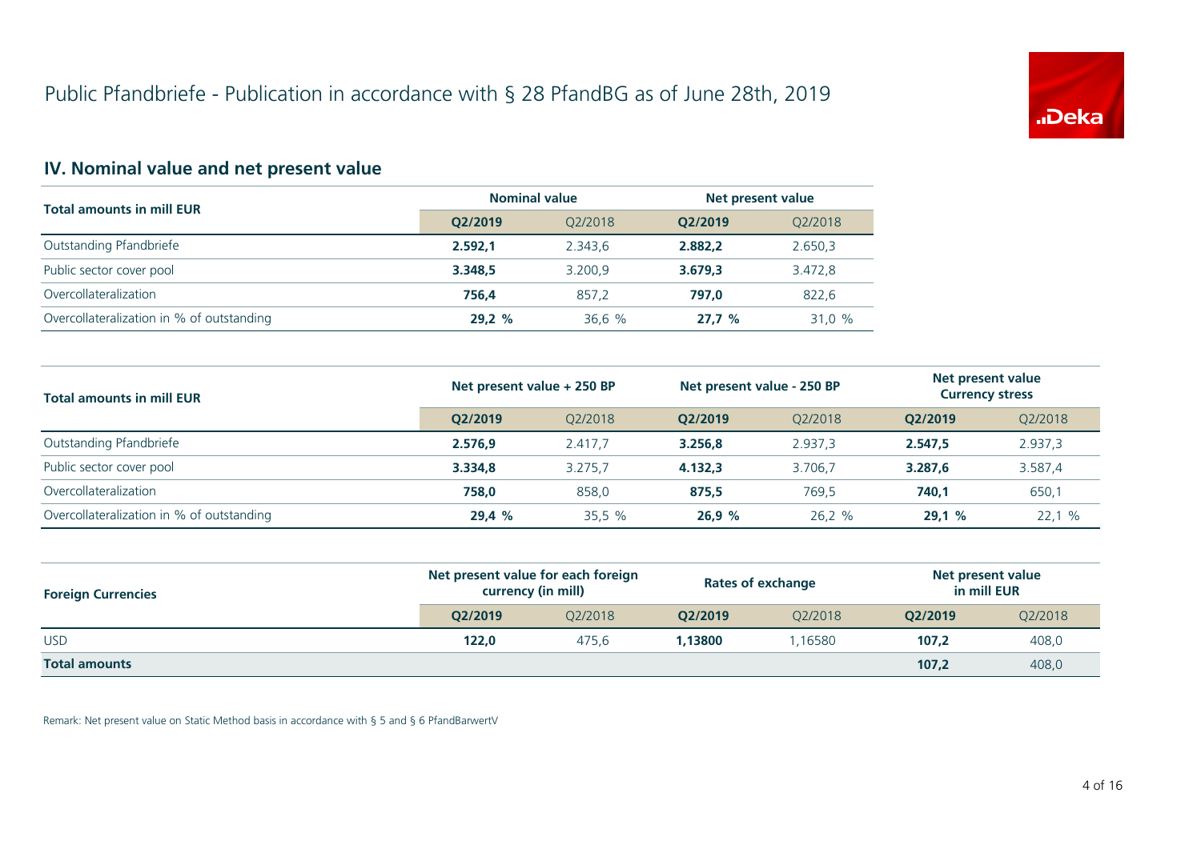# Public Pfandbriefe - Publication in accordance with § 28 PfandBG as of June 28th, 2019

## IV. Nominal value and net present value

| Total amounts in mill EUR | Nominal value | | Net present value | |
|---|---|---|---|---|
| | **Q2/2019** | Q2/2018 | **Q2/2019** | Q2/2018 |
| Outstanding Pfandbriefe | **2.592,1** | 2.343,6 | **2.882,2** | 2.650,3 |
| Public sector cover pool | **3.348,5** | 3.200,9 | **3.679,3** | 3.472,8 |
| Overcollateralization | **756,4** | 857,2 | **797,0** | 822,6 |
| Overcollateralization in % of outstanding | **29,2 %** | 36,6 % | **27,7 %** | 31,0 % |

| Total amounts in mill EUR | Net present value + 250 BP | | Net present value - 250 BP | | Net present value Currency stress | |
|---|---|---|---|---|---|---|
| | **Q2/2019** | Q2/2018 | **Q2/2019** | Q2/2018 | **Q2/2019** | Q2/2018 |
| Outstanding Pfandbriefe | **2.576,9** | 2.417,7 | **3.256,8** | 2.937,3 | **2.547,5** | 2.937,3 |
| Public sector cover pool | **3.334,8** | 3.275,7 | **4.132,3** | 3.706,7 | **3.287,6** | 3.587,4 |
| Overcollateralization | **758,0** | 858,0 | **875,5** | 769,5 | **740,1** | 650,1 |
| Overcollateralization in % of outstanding | **29,4 %** | 35,5 % | **26,9 %** | 26,2 % | **29,1 %** | 22,1 % |

| Foreign Currencies | Net present value for each foreign currency (in mill) | | Rates of exchange | | Net present value in mill EUR | |
|---|---|---|---|---|---|---|
| | **Q2/2019** | Q2/2018 | **Q2/2019** | Q2/2018 | **Q2/2019** | Q2/2018 |
| USD | **122,0** | 475,6 | **1,13800** | 1,16580 | **107,2** | 408,0 |
| **Total amounts** | | | | | **107,2** | 408,0 |

Remark: Net present value on Static Method basis in accordance with § 5 and § 6 PfandBarwertV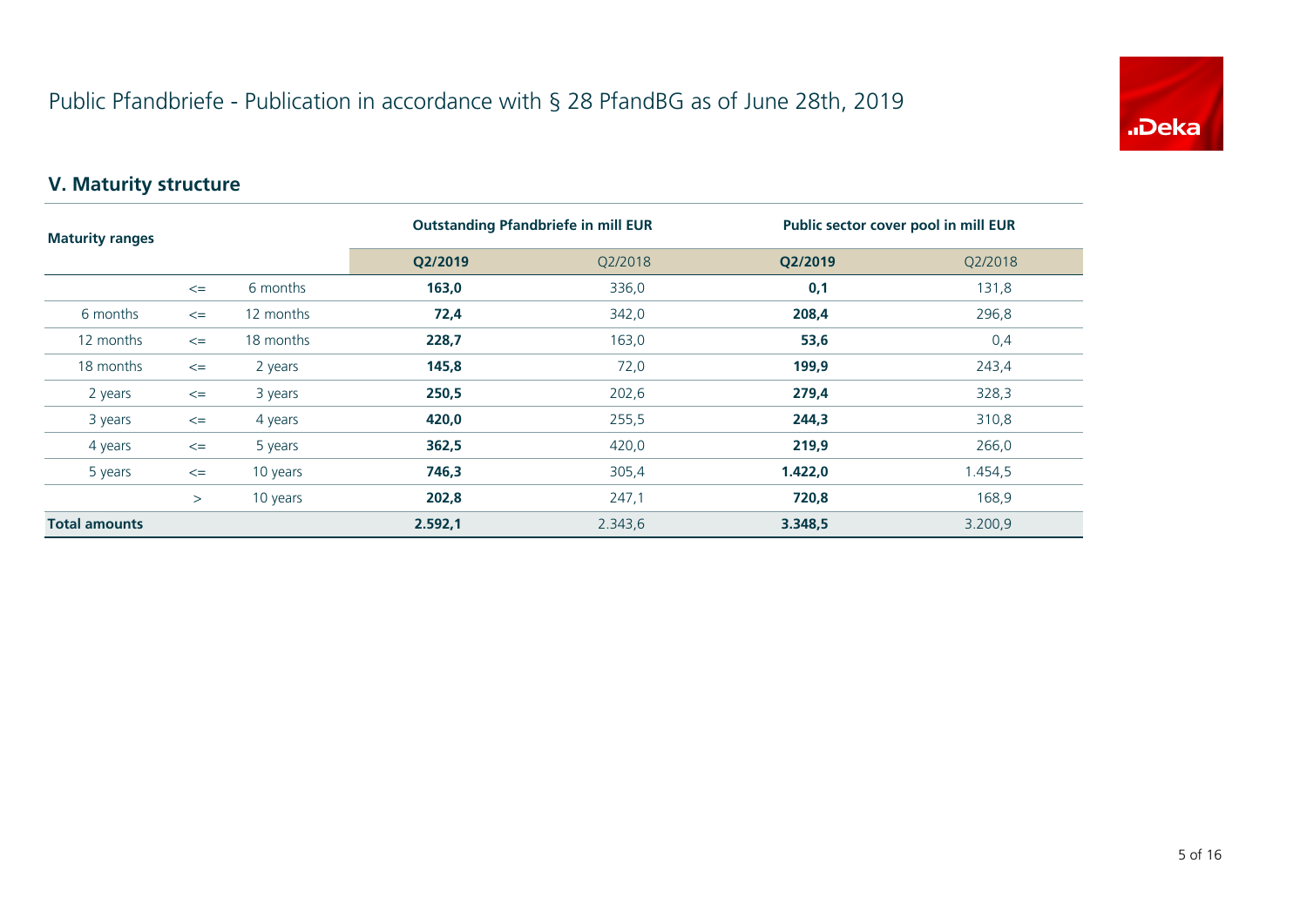# Public Pfandbriefe - Publication in accordance with § 28 PfandBG as of June 28th, 2019

## V. Maturity structure

| Maturity ranges | | | Outstanding Pfandbriefe in mill EUR | | Public sector cover pool in mill EUR | |
|---|---|---|---|---|---|---|
| | | | **Q2/2019** | Q2/2018 | **Q2/2019** | Q2/2018 |
| | <= | 6 months | **163,0** | 336,0 | **0,1** | 131,8 |
| 6 months | <= | 12 months | **72,4** | 342,0 | **208,4** | 296,8 |
| 12 months | <= | 18 months | **228,7** | 163,0 | **53,6** | 0,4 |
| 18 months | <= | 2 years | **145,8** | 72,0 | **199,9** | 243,4 |
| 2 years | <= | 3 years | **250,5** | 202,6 | **279,4** | 328,3 |
| 3 years | <= | 4 years | **420,0** | 255,5 | **244,3** | 310,8 |
| 4 years | <= | 5 years | **362,5** | 420,0 | **219,9** | 266,0 |
| 5 years | <= | 10 years | **746,3** | 305,4 | **1.422,0** | 1.454,5 |
| | > | 10 years | **202,8** | 247,1 | **720,8** | 168,9 |
| **Total amounts** | | | **2.592,1** | 2.343,6 | **3.348,5** | 3.200,9 |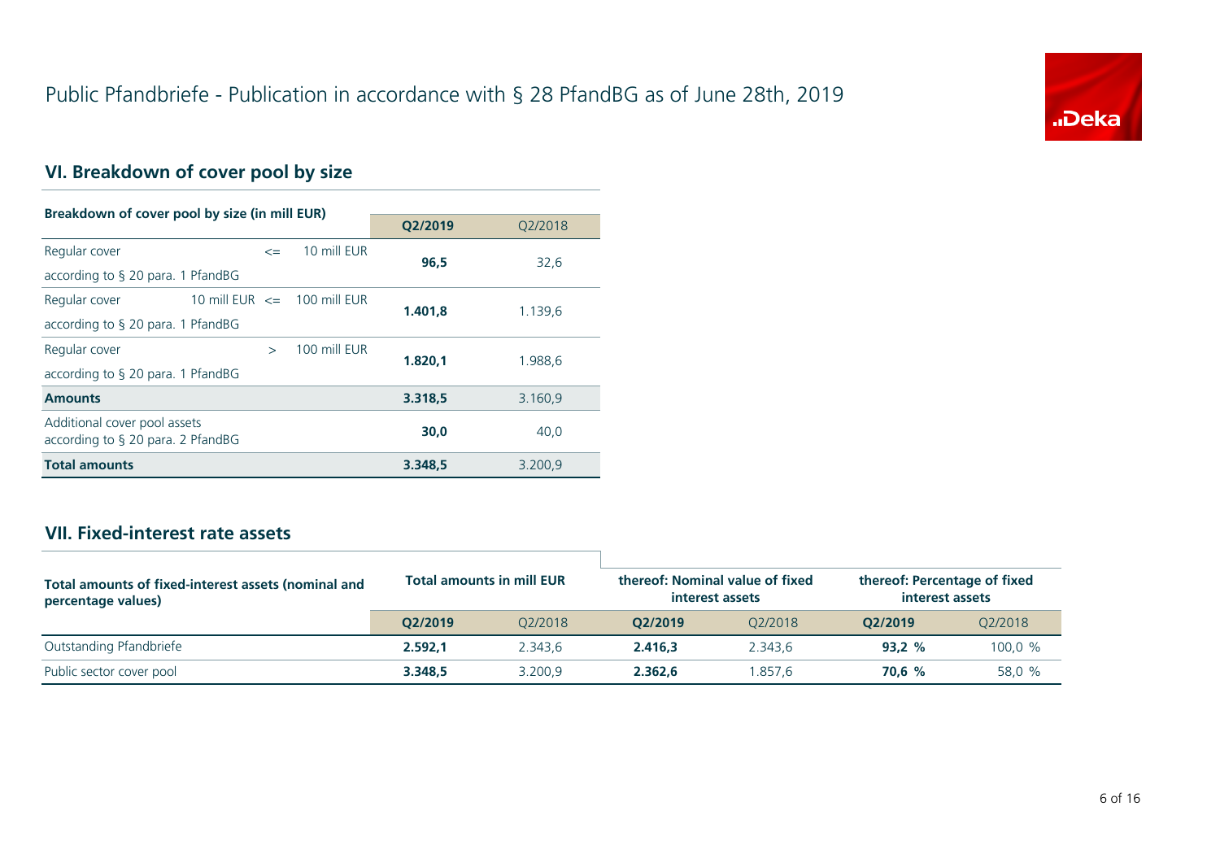# Public Pfandbriefe - Publication in accordance with § 28 PfandBG as of June 28th, 2019

## VI. Breakdown of cover pool by size

| Breakdown of cover pool by size (in mill EUR) | | | | **Q2/2019** | Q2/2018 |
|---|---|---|---|---|---|
| Regular cover according to § 20 para. 1 PfandBG | | <= | 10 mill EUR | **96,5** | 32,6 |
| Regular cover according to § 20 para. 1 PfandBG | 10 mill EUR | <= | 100 mill EUR | **1.401,8** | 1.139,6 |
| Regular cover according to § 20 para. 1 PfandBG | | > | 100 mill EUR | **1.820,1** | 1.988,6 |
| **Amounts** | | | | **3.318,5** | 3.160,9 |
| Additional cover pool assets according to § 20 para. 2 PfandBG | | | | **30,0** | 40,0 |
| **Total amounts** | | | | **3.348,5** | 3.200,9 |

## VII. Fixed-interest rate assets

| Total amounts of fixed-interest assets (nominal and percentage values) | Total amounts in mill EUR | | thereof: Nominal value of fixed interest assets | | thereof: Percentage of fixed interest assets | |
|---|---|---|---|---|---|---|
| | **Q2/2019** | Q2/2018 | **Q2/2019** | Q2/2018 | **Q2/2019** | Q2/2018 |
| Outstanding Pfandbriefe | **2.592,1** | 2.343,6 | **2.416,3** | 2.343,6 | **93,2 %** | 100,0 % |
| Public sector cover pool | **3.348,5** | 3.200,9 | **2.362,6** | 1.857,6 | **70,6 %** | 58,0 % |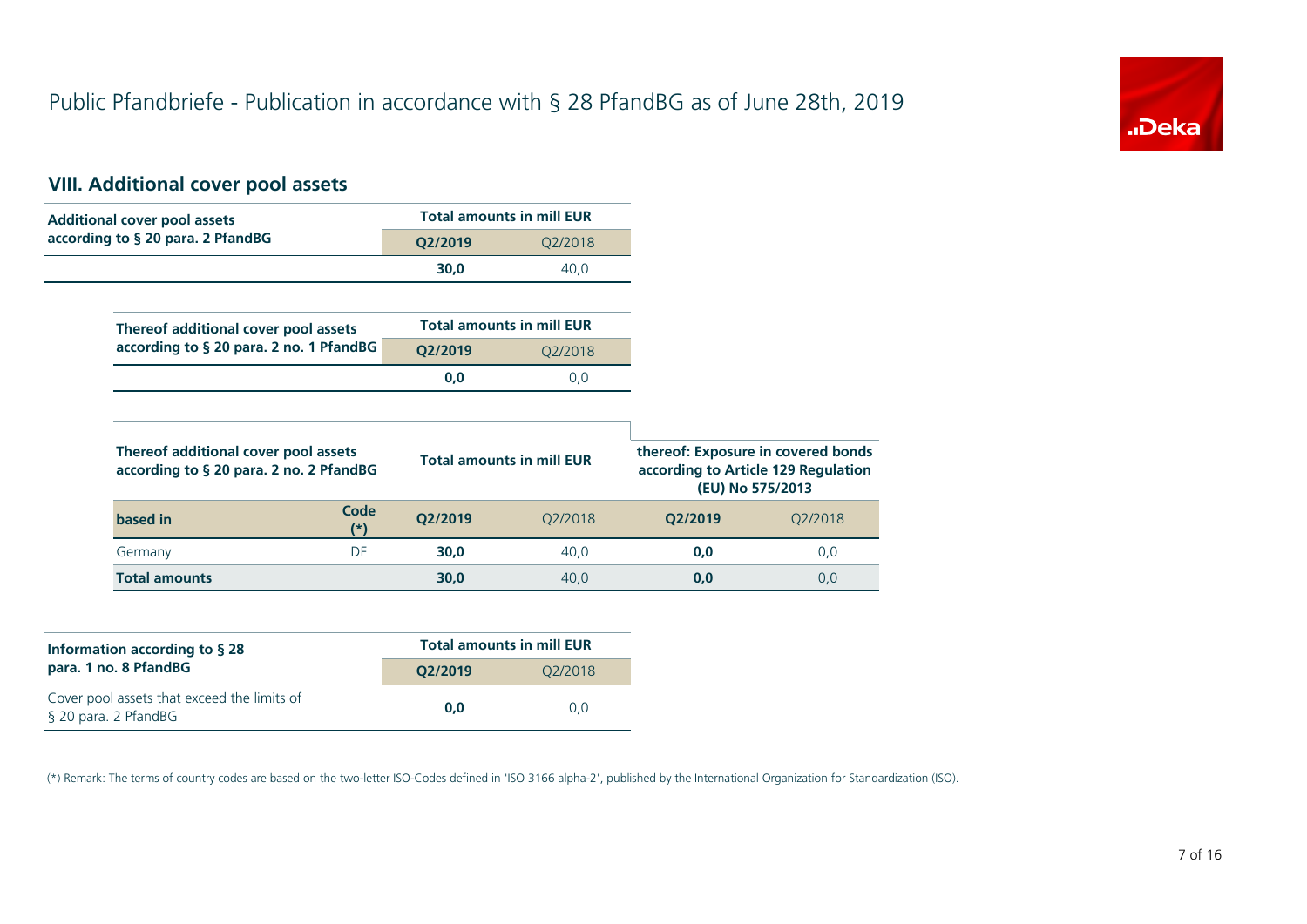Public Pfandbriefe - Publication in accordance with § 28 PfandBG as of June 28th, 2019

## VIII. Additional cover pool assets

| Additional cover pool assets according to § 20 para. 2 PfandBG | Total amounts in mill EUR | |
|---|---|---|
| | **Q2/2019** | Q2/2018 |
| | **30,0** | 40,0 |

| Thereof additional cover pool assets according to § 20 para. 2 no. 1 PfandBG | Total amounts in mill EUR | |
|---|---|---|
| | **Q2/2019** | Q2/2018 |
| | **0,0** | 0,0 |

| Thereof additional cover pool assets according to § 20 para. 2 no. 2 PfandBG | | Total amounts in mill EUR | | thereof: Exposure in covered bonds according to Article 129 Regulation (EU) No 575/2013 | |
|---|---|---|---|---|---|
| **based in** | **Code (*)** | **Q2/2019** | Q2/2018 | **Q2/2019** | Q2/2018 |
| Germany | DE | **30,0** | 40,0 | **0,0** | 0,0 |
| **Total amounts** | | **30,0** | 40,0 | **0,0** | 0,0 |

| Information according to § 28 para. 1 no. 8 PfandBG | Total amounts in mill EUR | |
|---|---|---|
| | **Q2/2019** | Q2/2018 |
| Cover pool assets that exceed the limits of § 20 para. 2 PfandBG | **0,0** | 0,0 |

(*) Remark: The terms of country codes are based on the two-letter ISO-Codes defined in 'ISO 3166 alpha-2', published by the International Organization for Standardization (ISO).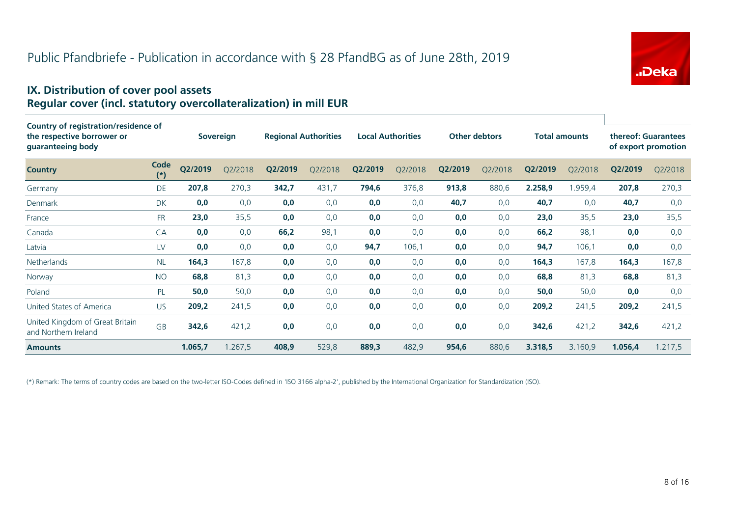# Public Pfandbriefe - Publication in accordance with § 28 PfandBG as of June 28th, 2019

## IX. Distribution of cover pool assets
## Regular cover (incl. statutory overcollateralization) in mill EUR

| Country of registration/residence of the respective borrower or guaranteeing body | | Sovereign | | Regional Authorities | | Local Authorities | | Other debtors | | Total amounts | | thereof: Guarantees of export promotion | |
|---|---|---|---|---|---|---|---|---|---|---|---|---|---|
| **Country** | **Code (*)** | **Q2/2019** | Q2/2018 | **Q2/2019** | Q2/2018 | **Q2/2019** | Q2/2018 | **Q2/2019** | Q2/2018 | **Q2/2019** | Q2/2018 | **Q2/2019** | Q2/2018 |
| Germany | DE | **207,8** | 270,3 | **342,7** | 431,7 | **794,6** | 376,8 | **913,8** | 880,6 | **2.258,9** | 1.959,4 | **207,8** | 270,3 |
| Denmark | DK | **0,0** | 0,0 | **0,0** | 0,0 | **0,0** | 0,0 | **40,7** | 0,0 | **40,7** | 0,0 | **40,7** | 0,0 |
| France | FR | **23,0** | 35,5 | **0,0** | 0,0 | **0,0** | 0,0 | **0,0** | 0,0 | **23,0** | 35,5 | **23,0** | 35,5 |
| Canada | CA | **0,0** | 0,0 | **66,2** | 98,1 | **0,0** | 0,0 | **0,0** | 0,0 | **66,2** | 98,1 | **0,0** | 0,0 |
| Latvia | LV | **0,0** | 0,0 | **0,0** | 0,0 | **94,7** | 106,1 | **0,0** | 0,0 | **94,7** | 106,1 | **0,0** | 0,0 |
| Netherlands | NL | **164,3** | 167,8 | **0,0** | 0,0 | **0,0** | 0,0 | **0,0** | 0,0 | **164,3** | 167,8 | **164,3** | 167,8 |
| Norway | NO | **68,8** | 81,3 | **0,0** | 0,0 | **0,0** | 0,0 | **0,0** | 0,0 | **68,8** | 81,3 | **68,8** | 81,3 |
| Poland | PL | **50,0** | 50,0 | **0,0** | 0,0 | **0,0** | 0,0 | **0,0** | 0,0 | **50,0** | 50,0 | **0,0** | 0,0 |
| United States of America | US | **209,2** | 241,5 | **0,0** | 0,0 | **0,0** | 0,0 | **0,0** | 0,0 | **209,2** | 241,5 | **209,2** | 241,5 |
| United Kingdom of Great Britain and Northern Ireland | GB | **342,6** | 421,2 | **0,0** | 0,0 | **0,0** | 0,0 | **0,0** | 0,0 | **342,6** | 421,2 | **342,6** | 421,2 |
| **Amounts** | | **1.065,7** | 1.267,5 | **408,9** | 529,8 | **889,3** | 482,9 | **954,6** | 880,6 | **3.318,5** | 3.160,9 | **1.056,4** | 1.217,5 |

(*) Remark: The terms of country codes are based on the two-letter ISO-Codes defined in 'ISO 3166 alpha-2', published by the International Organization for Standardization (ISO).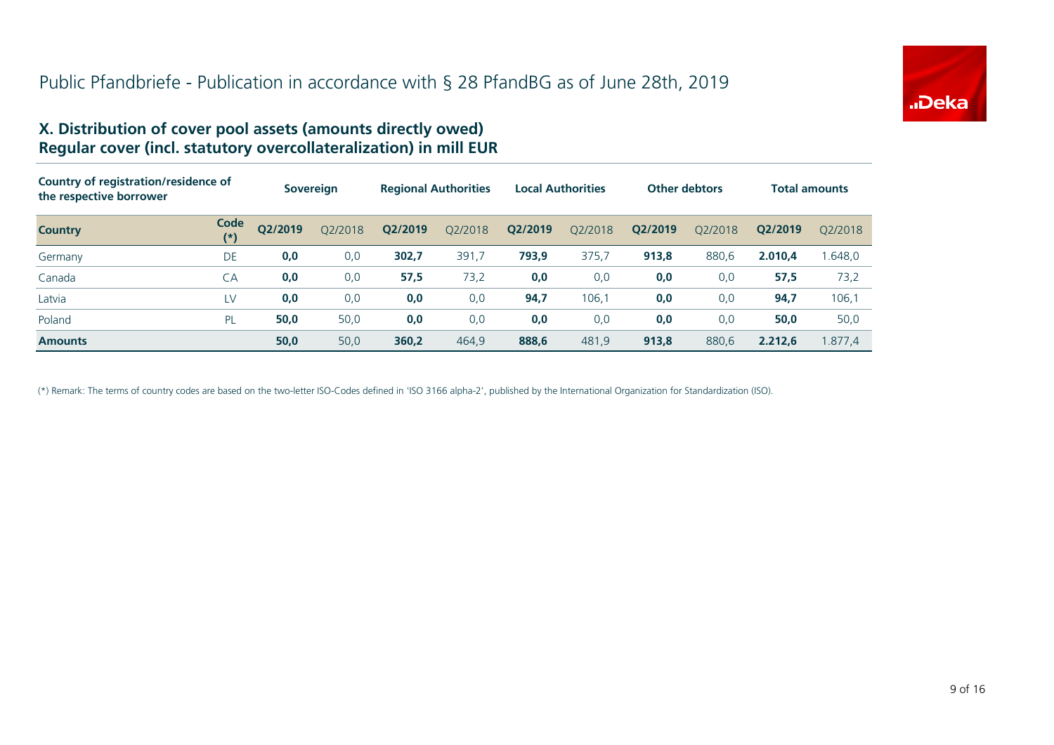# Public Pfandbriefe - Publication in accordance with § 28 PfandBG as of June 28th, 2019

## X. Distribution of cover pool assets (amounts directly owed)
## Regular cover (incl. statutory overcollateralization) in mill EUR

| Country of registration/residence of the respective borrower | | Sovereign | | Regional Authorities | | Local Authorities | | Other debtors | | Total amounts | |
|---|---|---|---|---|---|---|---|---|---|---|---|
| **Country** | **Code (*)** | **Q2/2019** | Q2/2018 | **Q2/2019** | Q2/2018 | **Q2/2019** | Q2/2018 | **Q2/2019** | Q2/2018 | **Q2/2019** | Q2/2018 |
| Germany | DE | **0,0** | 0,0 | **302,7** | 391,7 | **793,9** | 375,7 | **913,8** | 880,6 | **2.010,4** | 1.648,0 |
| Canada | CA | **0,0** | 0,0 | **57,5** | 73,2 | **0,0** | 0,0 | **0,0** | 0,0 | **57,5** | 73,2 |
| Latvia | LV | **0,0** | 0,0 | **0,0** | 0,0 | **94,7** | 106,1 | **0,0** | 0,0 | **94,7** | 106,1 |
| Poland | PL | **50,0** | 50,0 | **0,0** | 0,0 | **0,0** | 0,0 | **0,0** | 0,0 | **50,0** | 50,0 |
| **Amounts** | | **50,0** | 50,0 | **360,2** | 464,9 | **888,6** | 481,9 | **913,8** | 880,6 | **2.212,6** | 1.877,4 |

(*) Remark: The terms of country codes are based on the two-letter ISO-Codes defined in 'ISO 3166 alpha-2', published by the International Organization for Standardization (ISO).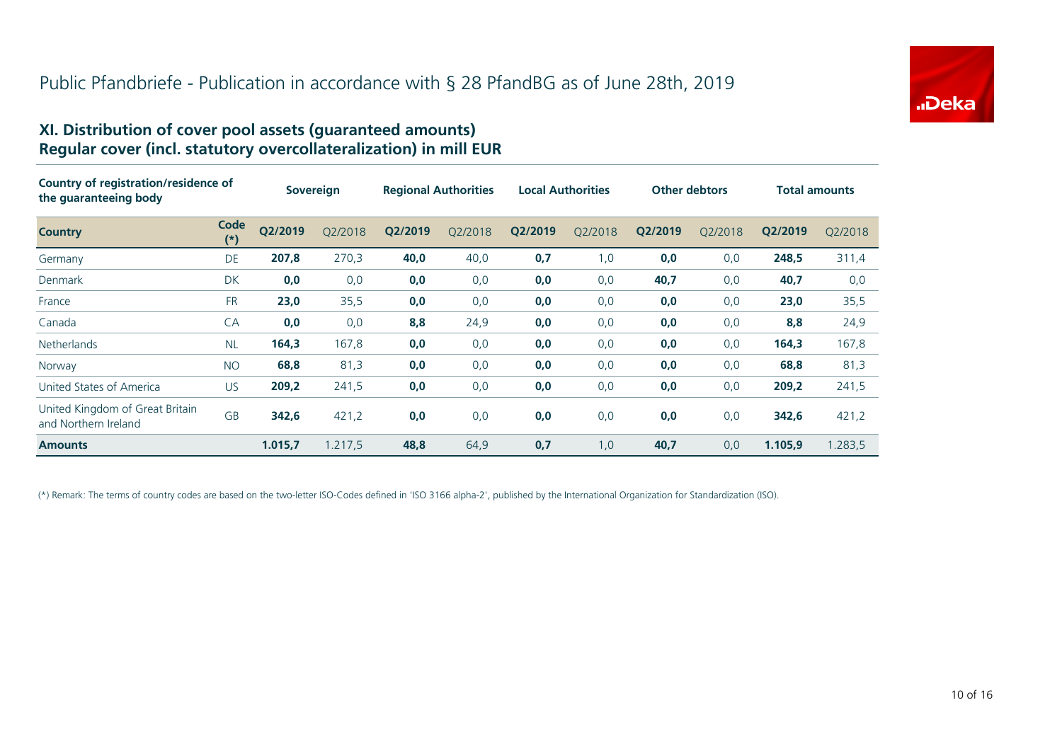# Public Pfandbriefe - Publication in accordance with § 28 PfandBG as of June 28th, 2019

## XI. Distribution of cover pool assets (guaranteed amounts)
## Regular cover (incl. statutory overcollateralization) in mill EUR

| Country of registration/residence of the guaranteeing body | | Sovereign | | Regional Authorities | | Local Authorities | | Other debtors | | Total amounts | |
|---|---|---|---|---|---|---|---|---|---|---|---|
| **Country** | **Code (*)** | **Q2/2019** | Q2/2018 | **Q2/2019** | Q2/2018 | **Q2/2019** | Q2/2018 | **Q2/2019** | Q2/2018 | **Q2/2019** | Q2/2018 |
| Germany | DE | **207,8** | 270,3 | **40,0** | 40,0 | **0,7** | 1,0 | **0,0** | 0,0 | **248,5** | 311,4 |
| Denmark | DK | **0,0** | 0,0 | **0,0** | 0,0 | **0,0** | 0,0 | **40,7** | 0,0 | **40,7** | 0,0 |
| France | FR | **23,0** | 35,5 | **0,0** | 0,0 | **0,0** | 0,0 | **0,0** | 0,0 | **23,0** | 35,5 |
| Canada | CA | **0,0** | 0,0 | **8,8** | 24,9 | **0,0** | 0,0 | **0,0** | 0,0 | **8,8** | 24,9 |
| Netherlands | NL | **164,3** | 167,8 | **0,0** | 0,0 | **0,0** | 0,0 | **0,0** | 0,0 | **164,3** | 167,8 |
| Norway | NO | **68,8** | 81,3 | **0,0** | 0,0 | **0,0** | 0,0 | **0,0** | 0,0 | **68,8** | 81,3 |
| United States of America | US | **209,2** | 241,5 | **0,0** | 0,0 | **0,0** | 0,0 | **0,0** | 0,0 | **209,2** | 241,5 |
| United Kingdom of Great Britain and Northern Ireland | GB | **342,6** | 421,2 | **0,0** | 0,0 | **0,0** | 0,0 | **0,0** | 0,0 | **342,6** | 421,2 |
| **Amounts** | | **1.015,7** | 1.217,5 | **48,8** | 64,9 | **0,7** | 1,0 | **40,7** | 0,0 | **1.105,9** | 1.283,5 |

(*) Remark: The terms of country codes are based on the two-letter ISO-Codes defined in 'ISO 3166 alpha-2', published by the International Organization for Standardization (ISO).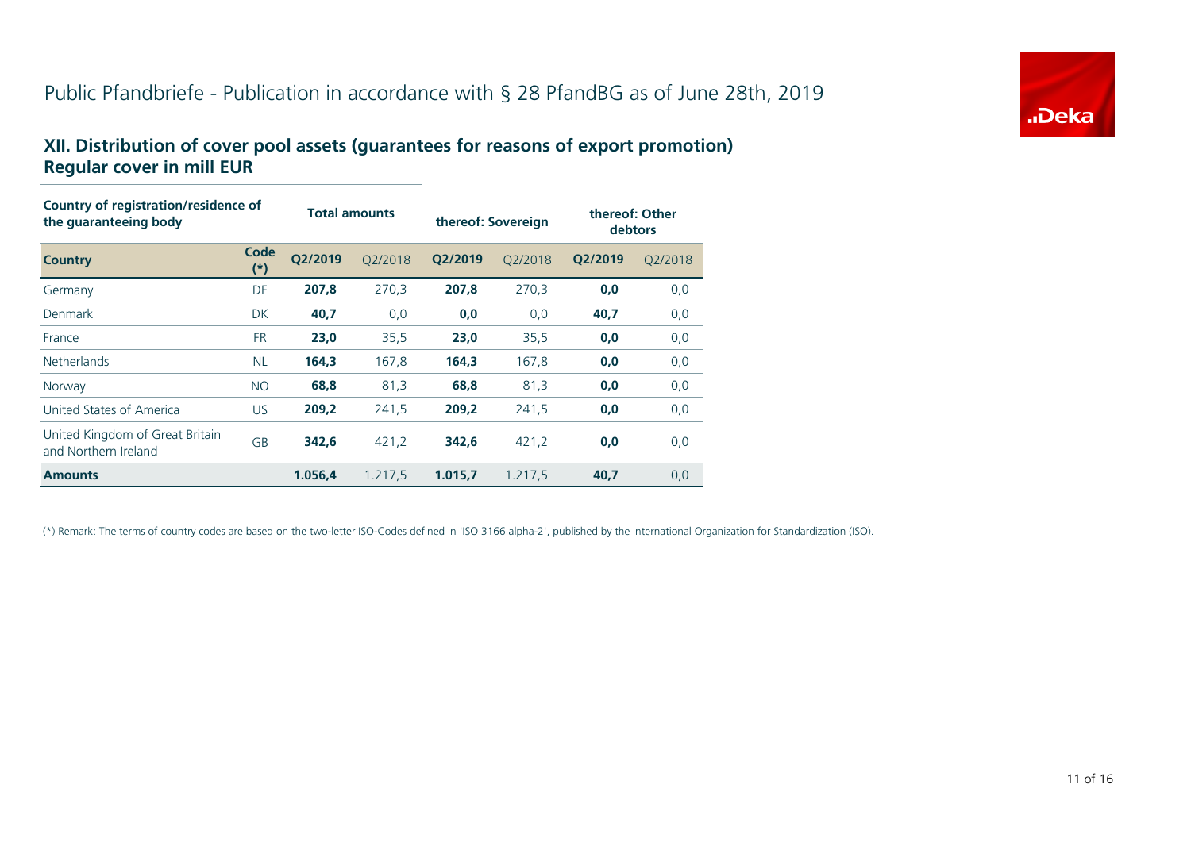# Public Pfandbriefe - Publication in accordance with § 28 PfandBG as of June 28th, 2019

## XII. Distribution of cover pool assets (guarantees for reasons of export promotion)
## Regular cover in mill EUR

| Country of registration/residence of the guaranteeing body | | Total amounts | | thereof: Sovereign | | thereof: Other debtors | |
|---|---|---|---|---|---|---|---|
| **Country** | **Code (*)** | **Q2/2019** | Q2/2018 | **Q2/2019** | Q2/2018 | **Q2/2019** | Q2/2018 |
| Germany | DE | **207,8** | 270,3 | **207,8** | 270,3 | **0,0** | 0,0 |
| Denmark | DK | **40,7** | 0,0 | **0,0** | 0,0 | **40,7** | 0,0 |
| France | FR | **23,0** | 35,5 | **23,0** | 35,5 | **0,0** | 0,0 |
| Netherlands | NL | **164,3** | 167,8 | **164,3** | 167,8 | **0,0** | 0,0 |
| Norway | NO | **68,8** | 81,3 | **68,8** | 81,3 | **0,0** | 0,0 |
| United States of America | US | **209,2** | 241,5 | **209,2** | 241,5 | **0,0** | 0,0 |
| United Kingdom of Great Britain and Northern Ireland | GB | **342,6** | 421,2 | **342,6** | 421,2 | **0,0** | 0,0 |
| **Amounts** | | **1.056,4** | 1.217,5 | **1.015,7** | 1.217,5 | **40,7** | 0,0 |

(*) Remark: The terms of country codes are based on the two-letter ISO-Codes defined in 'ISO 3166 alpha-2', published by the International Organization for Standardization (ISO).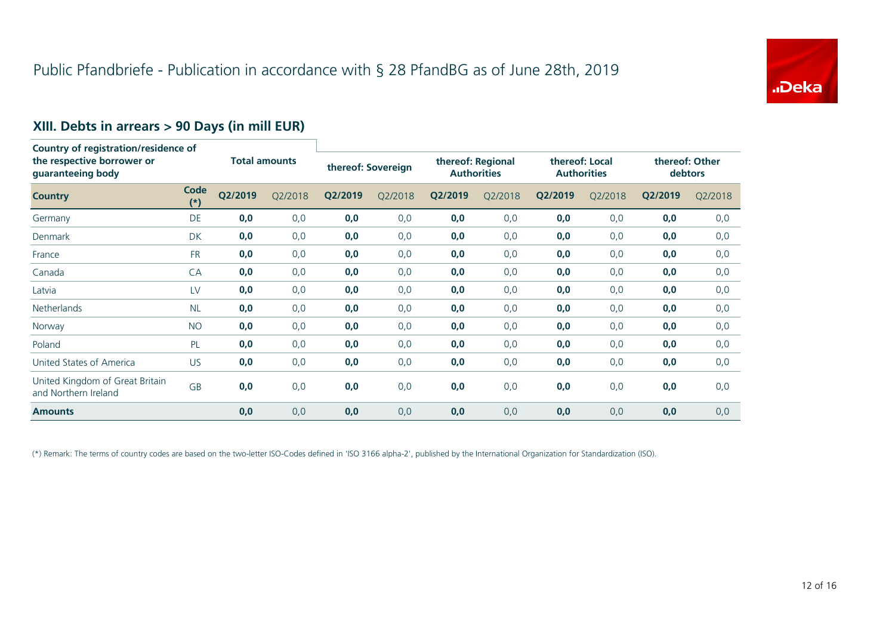# Public Pfandbriefe - Publication in accordance with § 28 PfandBG as of June 28th, 2019

## XIII. Debts in arrears > 90 Days (in mill EUR)

| Country of registration/residence of the respective borrower or guaranteeing body | | Total amounts | | thereof: Sovereign | | thereof: Regional Authorities | | thereof: Local Authorities | | thereof: Other debtors | |
|---|---|---|---|---|---|---|---|---|---|---|---|
| **Country** | **Code (*)** | **Q2/2019** | Q2/2018 | **Q2/2019** | Q2/2018 | **Q2/2019** | Q2/2018 | **Q2/2019** | Q2/2018 | **Q2/2019** | Q2/2018 |
| Germany | DE | **0,0** | 0,0 | **0,0** | 0,0 | **0,0** | 0,0 | **0,0** | 0,0 | **0,0** | 0,0 |
| Denmark | DK | **0,0** | 0,0 | **0,0** | 0,0 | **0,0** | 0,0 | **0,0** | 0,0 | **0,0** | 0,0 |
| France | FR | **0,0** | 0,0 | **0,0** | 0,0 | **0,0** | 0,0 | **0,0** | 0,0 | **0,0** | 0,0 |
| Canada | CA | **0,0** | 0,0 | **0,0** | 0,0 | **0,0** | 0,0 | **0,0** | 0,0 | **0,0** | 0,0 |
| Latvia | LV | **0,0** | 0,0 | **0,0** | 0,0 | **0,0** | 0,0 | **0,0** | 0,0 | **0,0** | 0,0 |
| Netherlands | NL | **0,0** | 0,0 | **0,0** | 0,0 | **0,0** | 0,0 | **0,0** | 0,0 | **0,0** | 0,0 |
| Norway | NO | **0,0** | 0,0 | **0,0** | 0,0 | **0,0** | 0,0 | **0,0** | 0,0 | **0,0** | 0,0 |
| Poland | PL | **0,0** | 0,0 | **0,0** | 0,0 | **0,0** | 0,0 | **0,0** | 0,0 | **0,0** | 0,0 |
| United States of America | US | **0,0** | 0,0 | **0,0** | 0,0 | **0,0** | 0,0 | **0,0** | 0,0 | **0,0** | 0,0 |
| United Kingdom of Great Britain and Northern Ireland | GB | **0,0** | 0,0 | **0,0** | 0,0 | **0,0** | 0,0 | **0,0** | 0,0 | **0,0** | 0,0 |
| **Amounts** | | **0,0** | 0,0 | **0,0** | 0,0 | **0,0** | 0,0 | **0,0** | 0,0 | **0,0** | 0,0 |

(*) Remark: The terms of country codes are based on the two-letter ISO-Codes defined in 'ISO 3166 alpha-2', published by the International Organization for Standardization (ISO).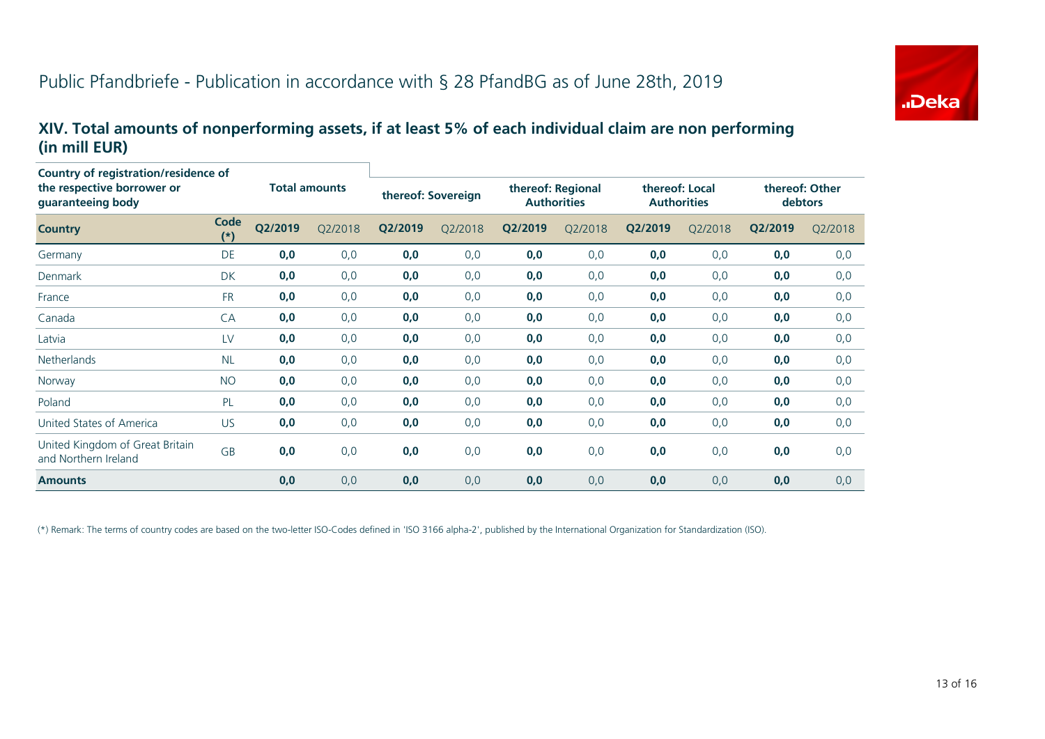# Public Pfandbriefe - Publication in accordance with § 28 PfandBG as of June 28th, 2019

## XIV. Total amounts of nonperforming assets, if at least 5% of each individual claim are non performing (in mill EUR)

| Country of registration/residence of the respective borrower or guaranteeing body | | Total amounts | | thereof: Sovereign | | thereof: Regional Authorities | | thereof: Local Authorities | | thereof: Other debtors | |
|---|---|---|---|---|---|---|---|---|---|---|---|
| **Country** | **Code (*)** | **Q2/2019** | Q2/2018 | **Q2/2019** | Q2/2018 | **Q2/2019** | Q2/2018 | **Q2/2019** | Q2/2018 | **Q2/2019** | Q2/2018 |
| Germany | DE | **0,0** | 0,0 | **0,0** | 0,0 | **0,0** | 0,0 | **0,0** | 0,0 | **0,0** | 0,0 |
| Denmark | DK | **0,0** | 0,0 | **0,0** | 0,0 | **0,0** | 0,0 | **0,0** | 0,0 | **0,0** | 0,0 |
| France | FR | **0,0** | 0,0 | **0,0** | 0,0 | **0,0** | 0,0 | **0,0** | 0,0 | **0,0** | 0,0 |
| Canada | CA | **0,0** | 0,0 | **0,0** | 0,0 | **0,0** | 0,0 | **0,0** | 0,0 | **0,0** | 0,0 |
| Latvia | LV | **0,0** | 0,0 | **0,0** | 0,0 | **0,0** | 0,0 | **0,0** | 0,0 | **0,0** | 0,0 |
| Netherlands | NL | **0,0** | 0,0 | **0,0** | 0,0 | **0,0** | 0,0 | **0,0** | 0,0 | **0,0** | 0,0 |
| Norway | NO | **0,0** | 0,0 | **0,0** | 0,0 | **0,0** | 0,0 | **0,0** | 0,0 | **0,0** | 0,0 |
| Poland | PL | **0,0** | 0,0 | **0,0** | 0,0 | **0,0** | 0,0 | **0,0** | 0,0 | **0,0** | 0,0 |
| United States of America | US | **0,0** | 0,0 | **0,0** | 0,0 | **0,0** | 0,0 | **0,0** | 0,0 | **0,0** | 0,0 |
| United Kingdom of Great Britain and Northern Ireland | GB | **0,0** | 0,0 | **0,0** | 0,0 | **0,0** | 0,0 | **0,0** | 0,0 | **0,0** | 0,0 |
| **Amounts** | | **0,0** | 0,0 | **0,0** | 0,0 | **0,0** | 0,0 | **0,0** | 0,0 | **0,0** | 0,0 |

(*) Remark: The terms of country codes are based on the two-letter ISO-Codes defined in 'ISO 3166 alpha-2', published by the International Organization for Standardization (ISO).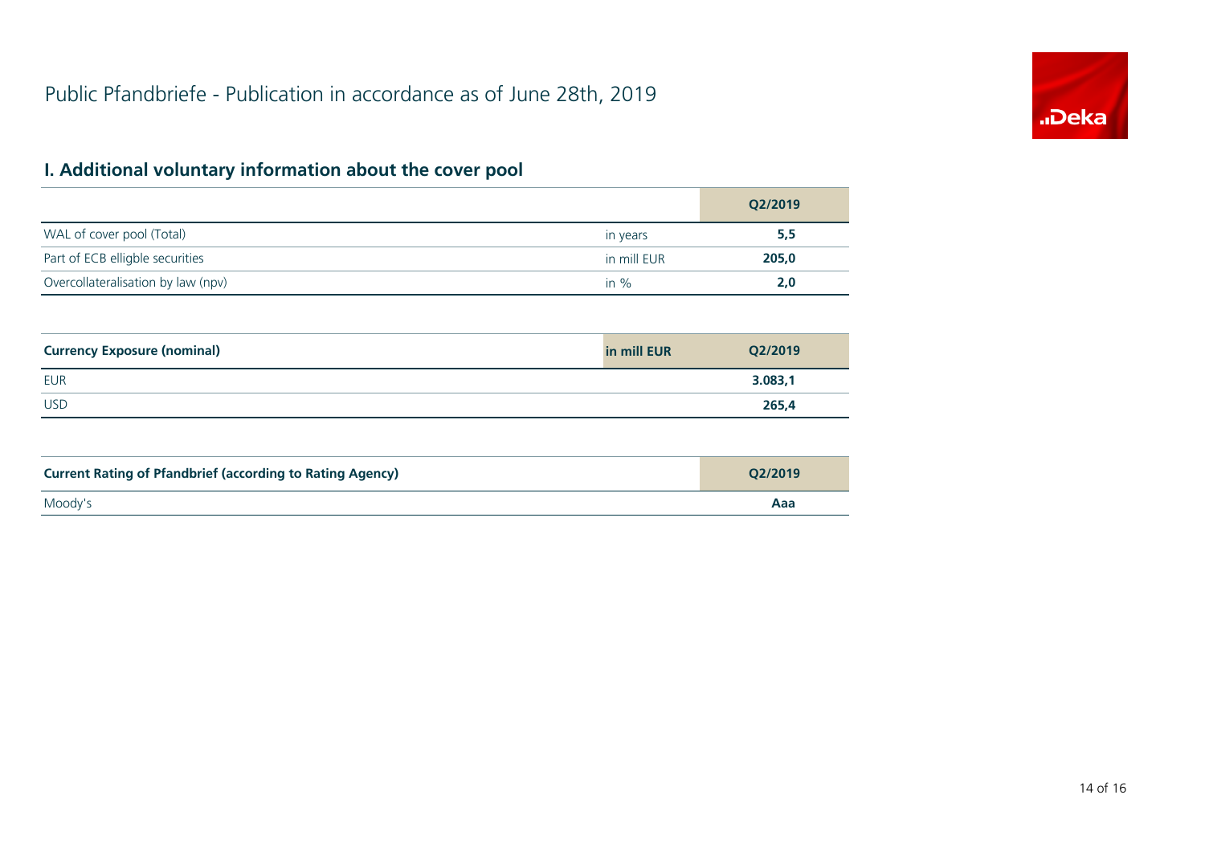# Public Pfandbriefe - Publication in accordance as of June 28th, 2019

## I. Additional voluntary information about the cover pool

| | | Q2/2019 |
|---|---|---|
| WAL of cover pool (Total) | in years | **5,5** |
| Part of ECB elligble securities | in mill EUR | **205,0** |
| Overcollateralisation by law (npv) | in % | **2,0** |

| **Currency Exposure (nominal)** | **in mill EUR** | **Q2/2019** |
|---|---|---|
| EUR | | **3.083,1** |
| USD | | **265,4** |

| **Current Rating of Pfandbrief (according to Rating Agency)** | **Q2/2019** |
|---|---|
| Moody's | **Aaa** |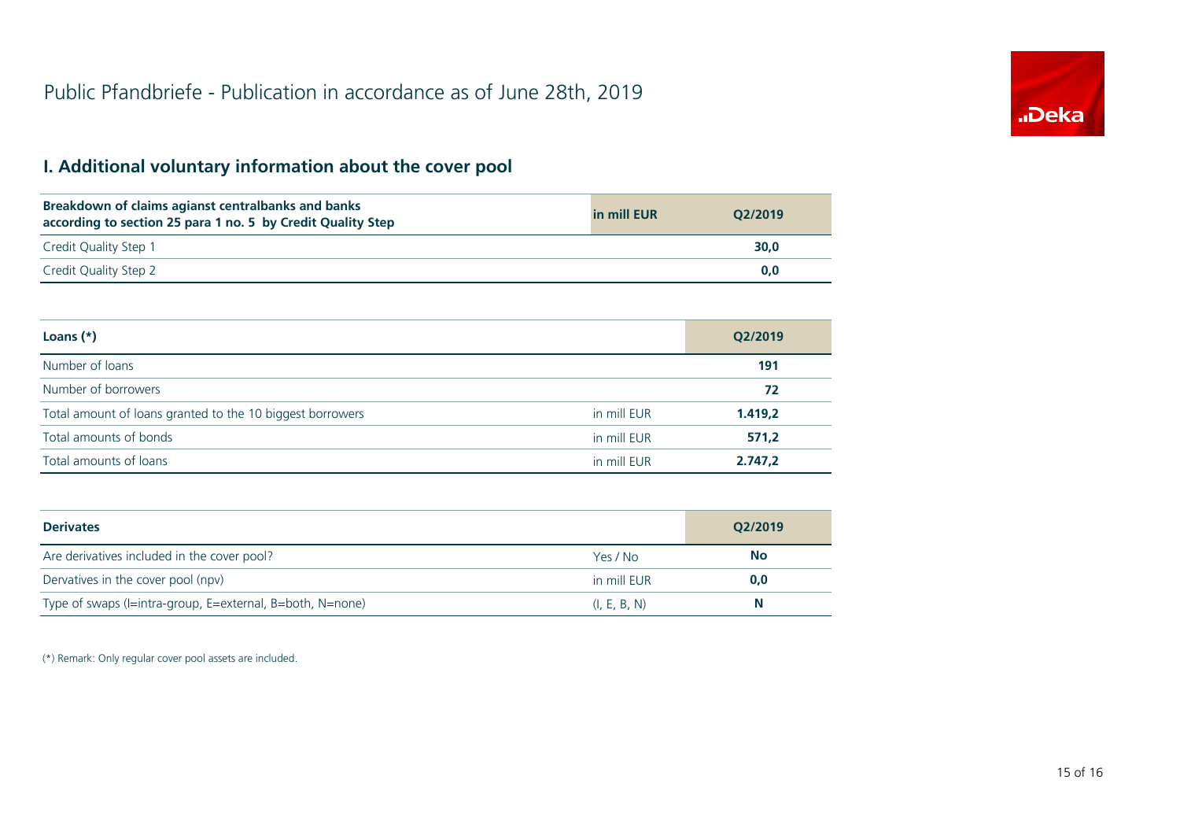# Public Pfandbriefe - Publication in accordance as of June 28th, 2019

## I. Additional voluntary information about the cover pool

| Breakdown of claims agianst centralbanks and banks according to section 25 para 1 no. 5 by Credit Quality Step | in mill EUR | Q2/2019 |
|---|---|---|
| Credit Quality Step 1 | | **30,0** |
| Credit Quality Step 2 | | **0,0** |

| Loans (*) | | Q2/2019 |
|---|---|---|
| Number of loans | | **191** |
| Number of borrowers | | **72** |
| Total amount of loans granted to the 10 biggest borrowers | in mill EUR | **1.419,2** |
| Total amounts of bonds | in mill EUR | **571,2** |
| Total amounts of loans | in mill EUR | **2.747,2** |

| Derivates | | Q2/2019 |
|---|---|---|
| Are derivatives included in the cover pool? | Yes / No | **No** |
| Dervatives in the cover pool (npv) | in mill EUR | **0,0** |
| Type of swaps (I=intra-group, E=external, B=both, N=none) | (I, E, B, N) | **N** |

(*) Remark: Only regular cover pool assets are included.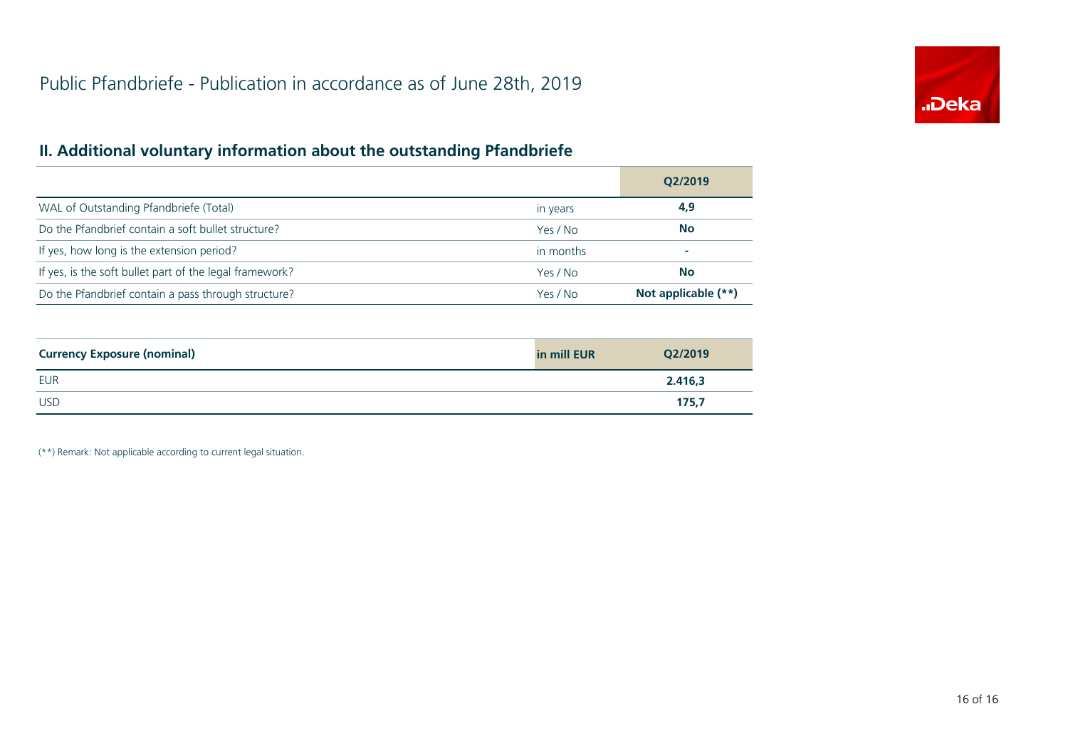# Public Pfandbriefe - Publication in accordance as of June 28th, 2019

## II. Additional voluntary information about the outstanding Pfandbriefe

| | | Q2/2019 |
|---|---|---|
| WAL of Outstanding Pfandbriefe (Total) | in years | **4,9** |
| Do the Pfandbrief contain a soft bullet structure? | Yes / No | **No** |
| If yes, how long is the extension period? | in months | **-** |
| If yes, is the soft bullet part of the legal framework? | Yes / No | **No** |
| Do the Pfandbrief contain a pass through structure? | Yes / No | **Not applicable (\*\*)** |

| **Currency Exposure (nominal)** | **in mill EUR** | **Q2/2019** |
|---|---|---|
| EUR | | **2.416,3** |
| USD | | **175,7** |

(**) Remark: Not applicable according to current legal situation.